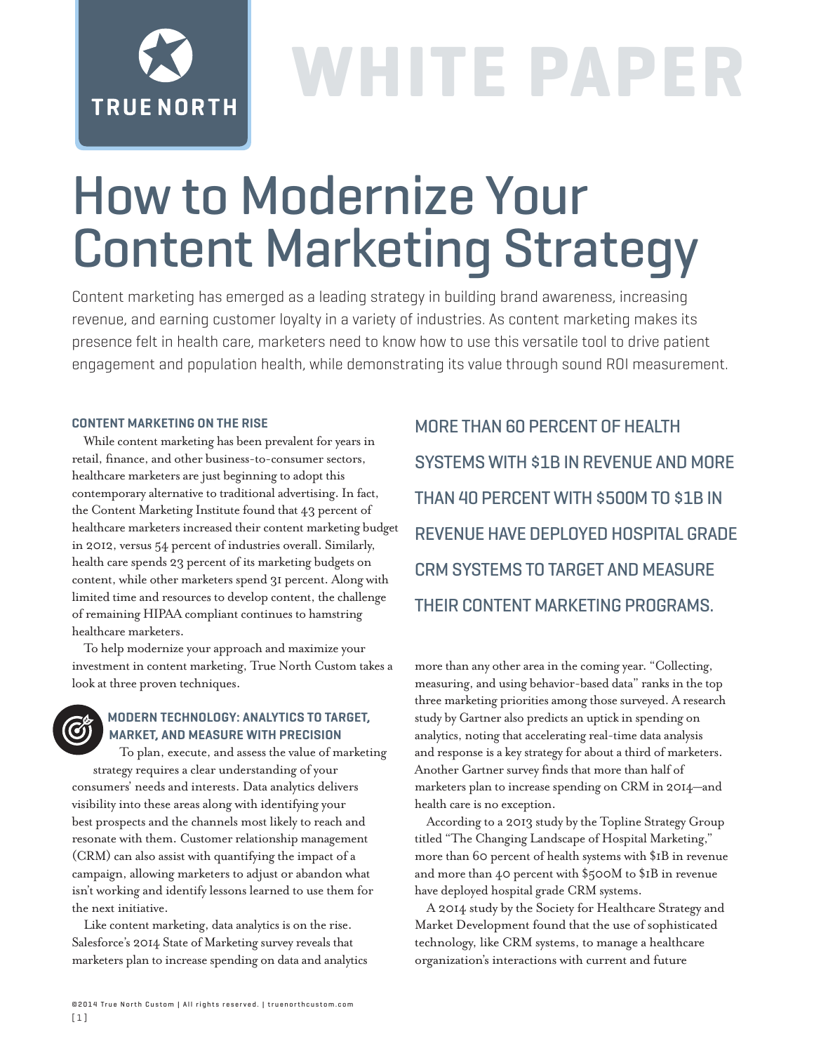TRUE NORTH

WHITE PAPER

# How to Modernize Your Content Marketing Strategy

Content marketing has emerged as a leading strategy in building brand awareness, increasing revenue, and earning customer loyalty in a variety of industries. As content marketing makes its presence felt in health care, marketers need to know how to use this versatile tool to drive patient engagement and population health, while demonstrating its value through sound ROI measurement.

## CONTENT MARKETING ON THE RISE

While content marketing has been prevalent for years in retail, finance, and other business-to-consumer sectors, healthcare marketers are just beginning to adopt this contemporary alternative to traditional advertising. In fact, the Content Marketing Institute found that 43 percent of healthcare marketers increased their content marketing budget in 2012, versus 54 percent of industries overall. Similarly, health care spends 23 percent of its marketing budgets on content, while other marketers spend 31 percent. Along with limited time and resources to develop content, the challenge of remaining HIPAA compliant continues to hamstring healthcare marketers.

To help modernize your approach and maximize your investment in content marketing, True North Custom takes a look at three proven techniques.

## MODERN TECHNOLOGY: ANALYTICS TO TARGET, MARKET, AND MEASURE WITH PRECISION

To plan, execute, and assess the value of marketing strategy requires a clear understanding of your consumers' needs and interests. Data analytics delivers visibility into these areas along with identifying your best prospects and the channels most likely to reach and resonate with them. Customer relationship management (CRM) can also assist with quantifying the impact of a campaign, allowing marketers to adjust or abandon what isn't working and identify lessons learned to use them for the next initiative.

Like content marketing, data analytics is on the rise. Salesforce's 2014 State of Marketing survey reveals that marketers plan to increase spending on data and analytics more than any other area in the coming year. "Collecting, measuring, and using behavior-based data" ranks in the top three marketing priorities among those surveyed. A research study by Gartner also predicts an uptick in spending on analytics, noting that accelerating real-time data analysis and response is a key strategy for about a third of marketers. Another Gartner survey finds that more than half of marketers plan to increase spending on CRM in 2014—and health care is no exception.

> MORE THAN 60 PERCENT OF HEALTH SYSTEMS WITH $1B IN REVENUE AND MORE THAN 40 PERCENT WITH $500M TO $1B IN REVENUE HAVE DEPLOYED HOSPITAL GRADE CRM SYSTEMS TO TARGET AND MEASURE THEIR CONTENT MARKETING PROGRAMS.

According to a 2013 study by the Topline Strategy Group titled "The Changing Landscape of Hospital Marketing," more than 60 percent of health systems with $1B in revenue and more than 40 percent with $500M to $1B in revenue have deployed hospital grade CRM systems.

A 2014 study by the Society for Healthcare Strategy and Market Development found that the use of sophisticated technology, like CRM systems, to manage a healthcare organization's interactions with current and future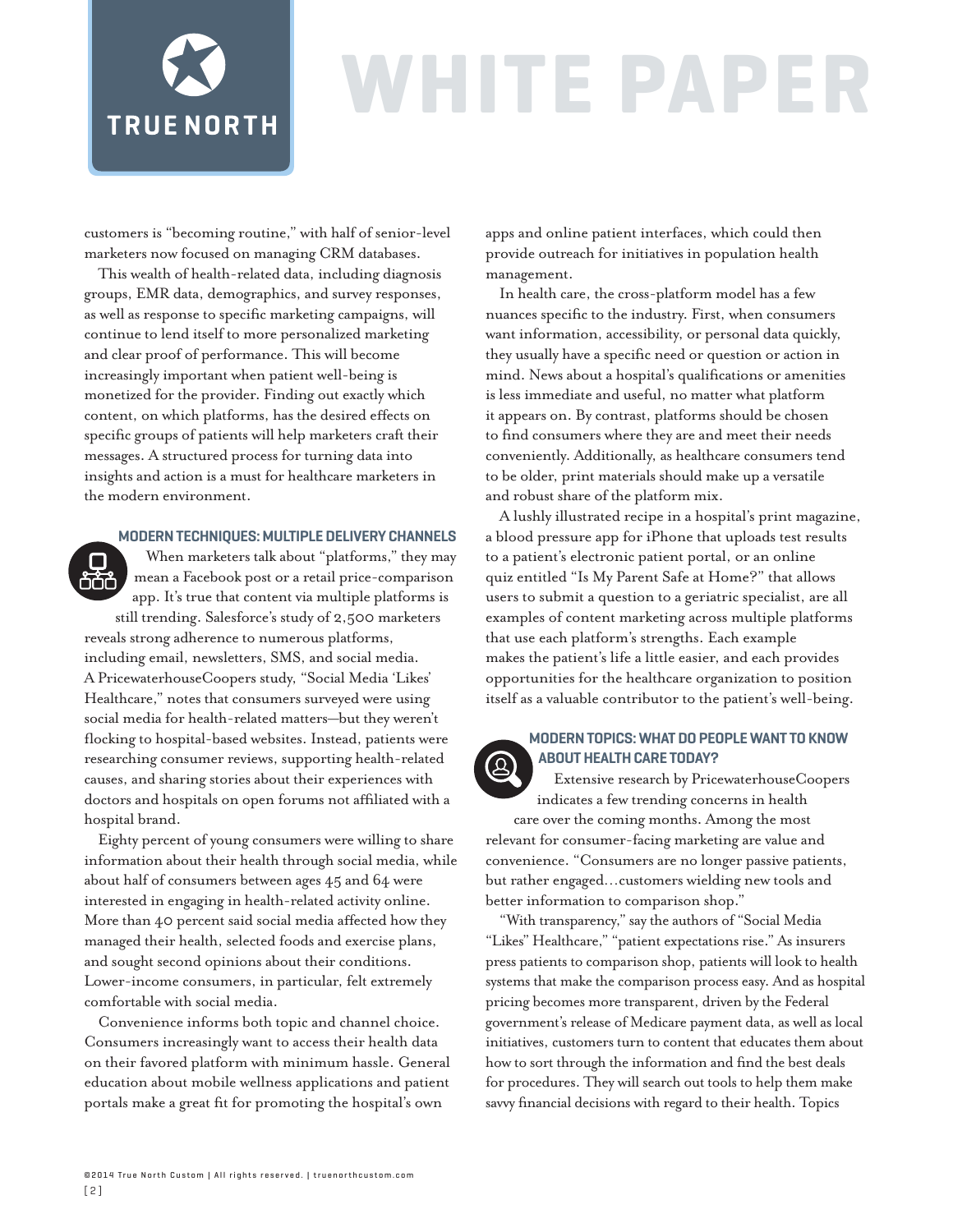customers is "becoming routine," with half of senior-level marketers now focused on managing CRM databases.

This wealth of health-related data, including diagnosis groups, EMR data, demographics, and survey responses, as well as response to specific marketing campaigns, will continue to lend itself to more personalized marketing and clear proof of performance. This will become increasingly important when patient well-being is monetized for the provider. Finding out exactly which content, on which platforms, has the desired effects on specific groups of patients will help marketers craft their messages. A structured process for turning data into insights and action is a must for healthcare marketers in the modern environment.

### MODERN TECHNIQUES: MULTIPLE DELIVERY CHANNELS

When marketers talk about "platforms," they may mean a Facebook post or a retail price-comparison app. It's true that content via multiple platforms is still trending. Salesforce's study of 2,500 marketers reveals strong adherence to numerous platforms, including email, newsletters, SMS, and social media. A PricewaterhouseCoopers study, "Social Media 'Likes' Healthcare," notes that consumers surveyed were using social media for health-related matters—but they weren't flocking to hospital-based websites. Instead, patients were researching consumer reviews, supporting health-related causes, and sharing stories about their experiences with doctors and hospitals on open forums not affiliated with a hospital brand.

Eighty percent of young consumers were willing to share information about their health through social media, while about half of consumers between ages 45 and 64 were interested in engaging in health-related activity online. More than 40 percent said social media affected how they managed their health, selected foods and exercise plans, and sought second opinions about their conditions. Lower-income consumers, in particular, felt extremely comfortable with social media.

Convenience informs both topic and channel choice. Consumers increasingly want to access their health data on their favored platform with minimum hassle. General education about mobile wellness applications and patient portals make a great fit for promoting the hospital's own apps and online patient interfaces, which could then provide outreach for initiatives in population health management.

In health care, the cross-platform model has a few nuances specific to the industry. First, when consumers want information, accessibility, or personal data quickly, they usually have a specific need or question or action in mind. News about a hospital's qualifications or amenities is less immediate and useful, no matter what platform it appears on. By contrast, platforms should be chosen to find consumers where they are and meet their needs conveniently. Additionally, as healthcare consumers tend to be older, print materials should make up a versatile and robust share of the platform mix.

A lushly illustrated recipe in a hospital's print magazine, a blood pressure app for iPhone that uploads test results to a patient's electronic patient portal, or an online quiz entitled "Is My Parent Safe at Home?" that allows users to submit a question to a geriatric specialist, are all examples of content marketing across multiple platforms that use each platform's strengths. Each example makes the patient's life a little easier, and each provides opportunities for the healthcare organization to position itself as a valuable contributor to the patient's well-being.

### MODERN TOPICS: WHAT DO PEOPLE WANT TO KNOW ABOUT HEALTH CARE TODAY?

Extensive research by PricewaterhouseCoopers indicates a few trending concerns in health care over the coming months. Among the most relevant for consumer-facing marketing are value and convenience. "Consumers are no longer passive patients, but rather engaged…customers wielding new tools and better information to comparison shop."

"With transparency," say the authors of "Social Media "Likes" Healthcare," "patient expectations rise." As insurers press patients to comparison shop, patients will look to health systems that make the comparison process easy. And as hospital pricing becomes more transparent, driven by the Federal government's release of Medicare payment data, as well as local initiatives, customers turn to content that educates them about how to sort through the information and find the best deals for procedures. They will search out tools to help them make savvy financial decisions with regard to their health. Topics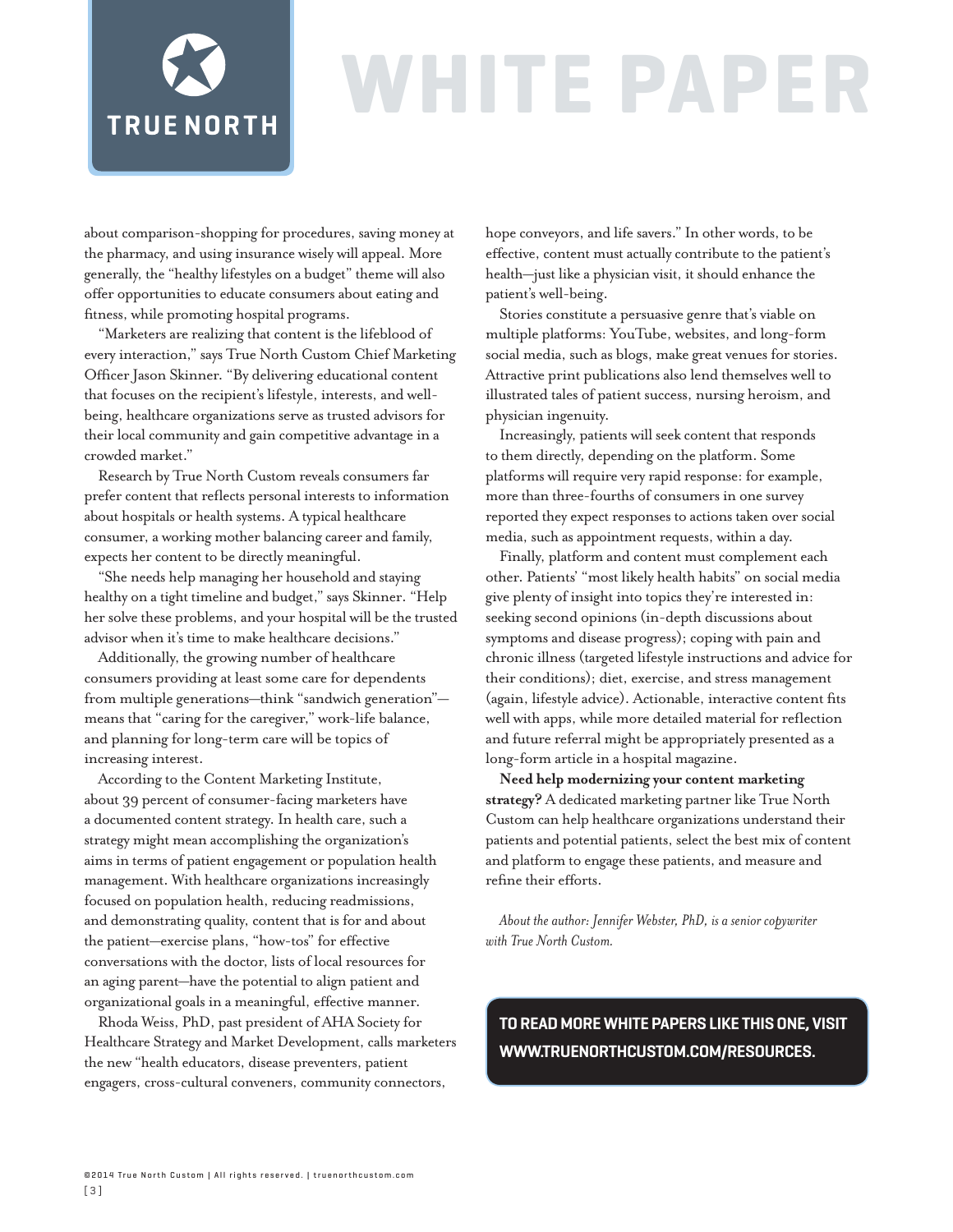about comparison-shopping for procedures, saving money at the pharmacy, and using insurance wisely will appeal. More generally, the "healthy lifestyles on a budget" theme will also offer opportunities to educate consumers about eating and fitness, while promoting hospital programs.

"Marketers are realizing that content is the lifeblood of every interaction," says True North Custom Chief Marketing Officer Jason Skinner. "By delivering educational content that focuses on the recipient's lifestyle, interests, and well-being, healthcare organizations serve as trusted advisors for their local community and gain competitive advantage in a crowded market."

Research by True North Custom reveals consumers far prefer content that reflects personal interests to information about hospitals or health systems. A typical healthcare consumer, a working mother balancing career and family, expects her content to be directly meaningful.

"She needs help managing her household and staying healthy on a tight timeline and budget," says Skinner. "Help her solve these problems, and your hospital will be the trusted advisor when it's time to make healthcare decisions."

Additionally, the growing number of healthcare consumers providing at least some care for dependents from multiple generations—think "sandwich generation"—means that "caring for the caregiver," work-life balance, and planning for long-term care will be topics of increasing interest.

According to the Content Marketing Institute, about 39 percent of consumer-facing marketers have a documented content strategy. In health care, such a strategy might mean accomplishing the organization's aims in terms of patient engagement or population health management. With healthcare organizations increasingly focused on population health, reducing readmissions, and demonstrating quality, content that is for and about the patient—exercise plans, "how-tos" for effective conversations with the doctor, lists of local resources for an aging parent—have the potential to align patient and organizational goals in a meaningful, effective manner.

Rhoda Weiss, PhD, past president of AHA Society for Healthcare Strategy and Market Development, calls marketers the new "health educators, disease preventers, patient engagers, cross-cultural conveners, community connectors, hope conveyors, and life savers." In other words, to be effective, content must actually contribute to the patient's health—just like a physician visit, it should enhance the patient's well-being.

Stories constitute a persuasive genre that's viable on multiple platforms: YouTube, websites, and long-form social media, such as blogs, make great venues for stories. Attractive print publications also lend themselves well to illustrated tales of patient success, nursing heroism, and physician ingenuity.

Increasingly, patients will seek content that responds to them directly, depending on the platform. Some platforms will require very rapid response: for example, more than three-fourths of consumers in one survey reported they expect responses to actions taken over social media, such as appointment requests, within a day.

Finally, platform and content must complement each other. Patients' "most likely health habits" on social media give plenty of insight into topics they're interested in: seeking second opinions (in-depth discussions about symptoms and disease progress); coping with pain and chronic illness (targeted lifestyle instructions and advice for their conditions); diet, exercise, and stress management (again, lifestyle advice). Actionable, interactive content fits well with apps, while more detailed material for reflection and future referral might be appropriately presented as a long-form article in a hospital magazine.

**Need help modernizing your content marketing strategy?** A dedicated marketing partner like True North Custom can help healthcare organizations understand their patients and potential patients, select the best mix of content and platform to engage these patients, and measure and refine their efforts.

*About the author: Jennifer Webster, PhD, is a senior copywriter with True North Custom.*

**TO READ MORE WHITE PAPERS LIKE THIS ONE, VISIT WWW.TRUENORTHCUSTOM.COM/RESOURCES.**